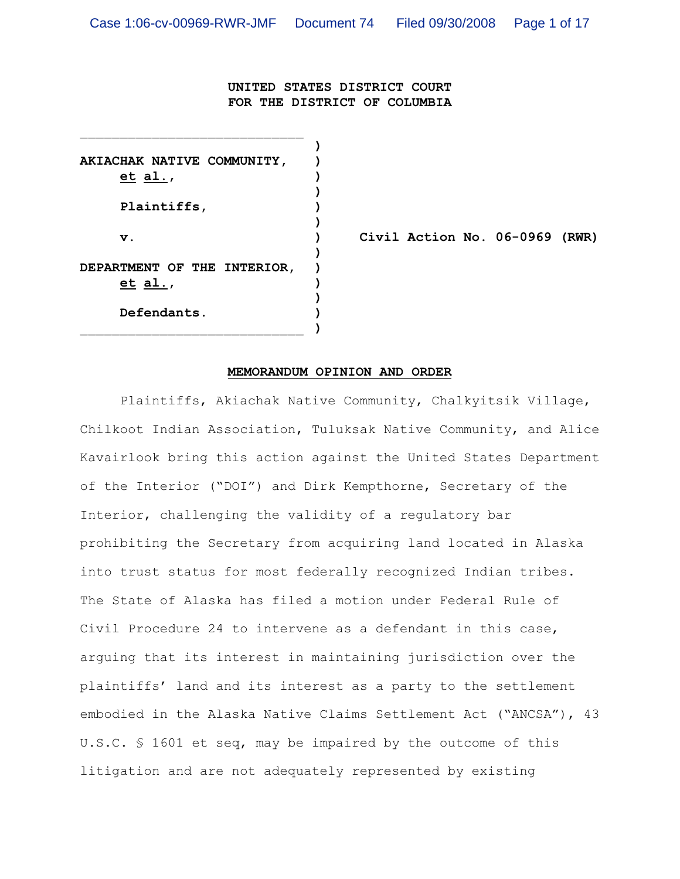**UNITED STATES DISTRICT COURT**
**FOR THE DISTRICT OF COLUMBIA**

| | |
|---|---|
| **AKIACHAK NATIVE COMMUNITY, *et al.*,**<br><br>**Plaintiffs,**<br><br>**v.**<br><br>**DEPARTMENT OF THE INTERIOR, *et al.*,**<br><br>**Defendants.** | **Civil Action No. 06-0969 (RWR)** |

**MEMORANDUM OPINION AND ORDER**

Plaintiffs, Akiachak Native Community, Chalkyitsik Village, Chilkoot Indian Association, Tuluksak Native Community, and Alice Kavairlook bring this action against the United States Department of the Interior ("DOI") and Dirk Kempthorne, Secretary of the Interior, challenging the validity of a regulatory bar prohibiting the Secretary from acquiring land located in Alaska into trust status for most federally recognized Indian tribes. The State of Alaska has filed a motion under Federal Rule of Civil Procedure 24 to intervene as a defendant in this case, arguing that its interest in maintaining jurisdiction over the plaintiffs' land and its interest as a party to the settlement embodied in the Alaska Native Claims Settlement Act ("ANCSA"), 43 U.S.C. § 1601 et seq, may be impaired by the outcome of this litigation and are not adequately represented by existing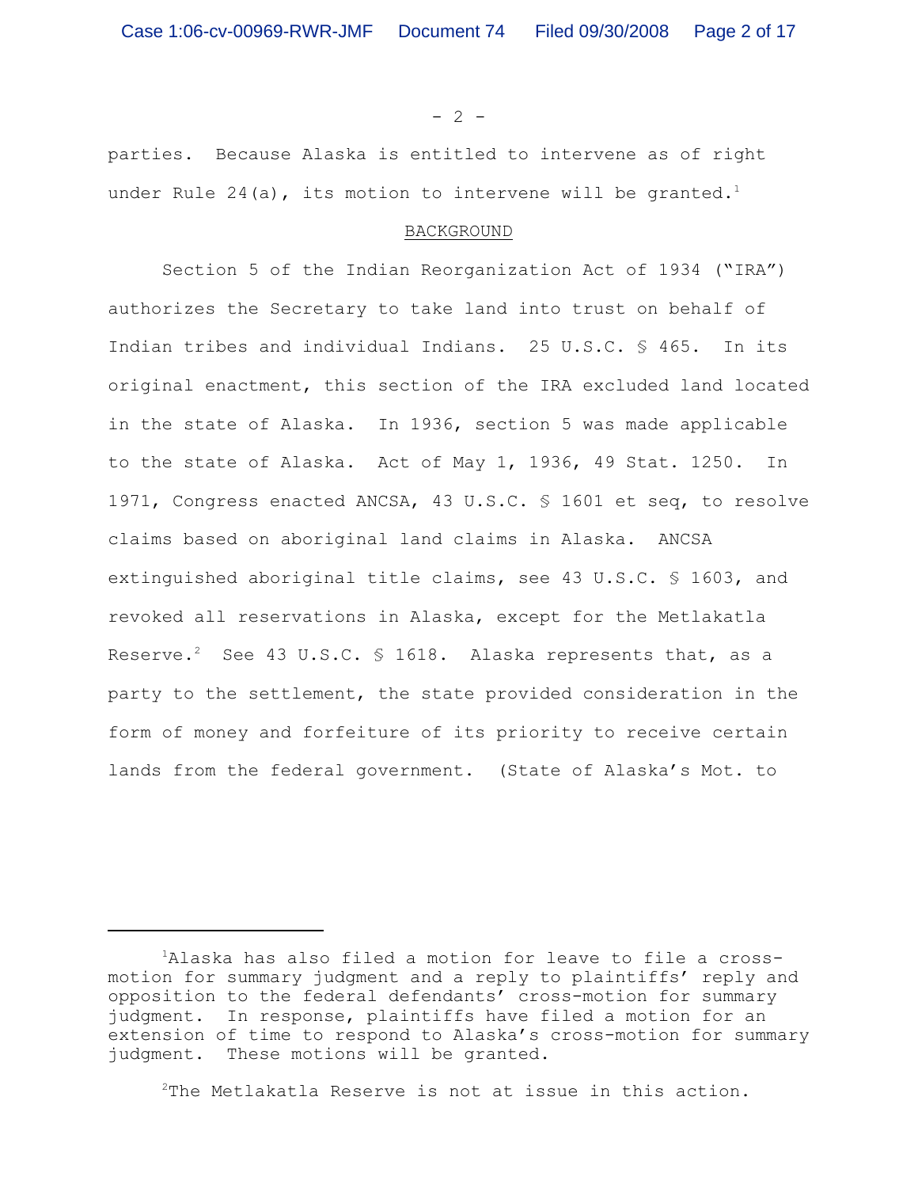parties. Because Alaska is entitled to intervene as of right under Rule 24(a), its motion to intervene will be granted.[1]

## BACKGROUND

Section 5 of the Indian Reorganization Act of 1934 ("IRA") authorizes the Secretary to take land into trust on behalf of Indian tribes and individual Indians. 25 U.S.C. § 465. In its original enactment, this section of the IRA excluded land located in the state of Alaska. In 1936, section 5 was made applicable to the state of Alaska. Act of May 1, 1936, 49 Stat. 1250. In 1971, Congress enacted ANCSA, 43 U.S.C. § 1601 et seq, to resolve claims based on aboriginal land claims in Alaska. ANCSA extinguished aboriginal title claims, see 43 U.S.C. § 1603, and revoked all reservations in Alaska, except for the Metlakatla Reserve.[2] See 43 U.S.C. § 1618. Alaska represents that, as a party to the settlement, the state provided consideration in the form of money and forfeiture of its priority to receive certain lands from the federal government. (State of Alaska's Mot. to

---

[1] Alaska has also filed a motion for leave to file a cross-motion for summary judgment and a reply to plaintiffs' reply and opposition to the federal defendants' cross-motion for summary judgment. In response, plaintiffs have filed a motion for an extension of time to respond to Alaska's cross-motion for summary judgment. These motions will be granted.

[2] The Metlakatla Reserve is not at issue in this action.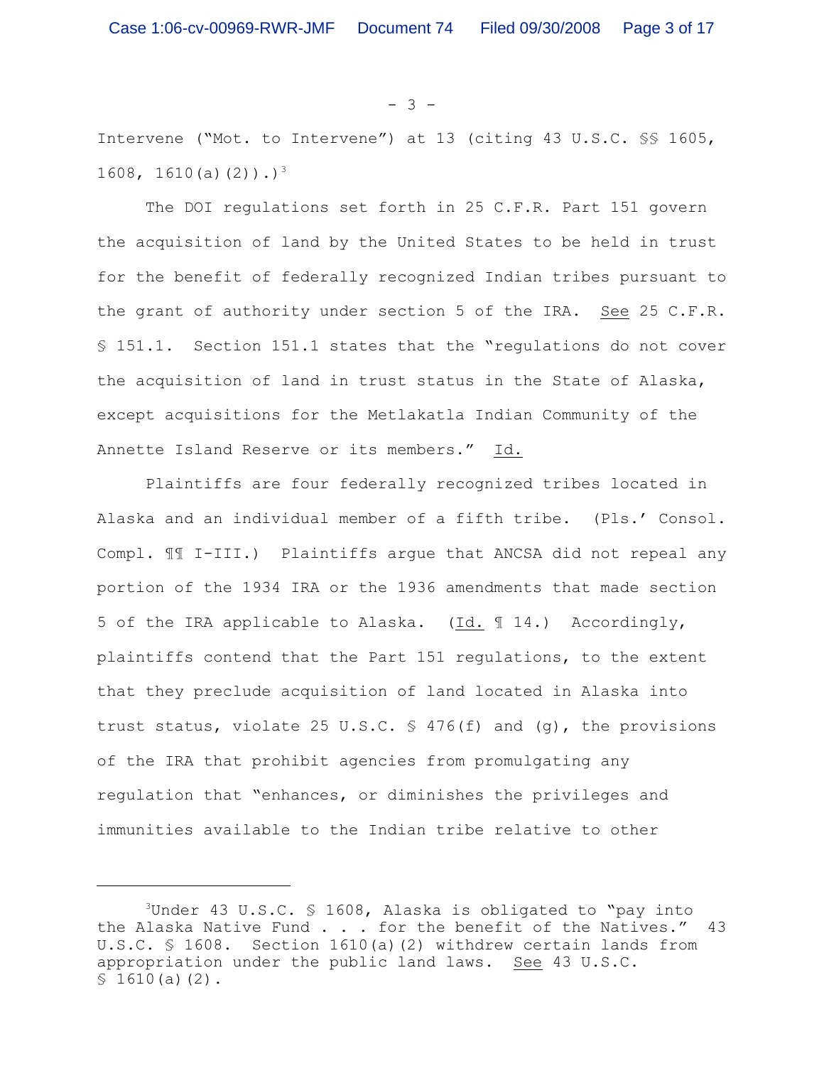Intervene ("Mot. to Intervene") at 13 (citing 43 U.S.C. §§ 1605, 1608, 1610(a)(2)).)[3]

The DOI regulations set forth in 25 C.F.R. Part 151 govern the acquisition of land by the United States to be held in trust for the benefit of federally recognized Indian tribes pursuant to the grant of authority under section 5 of the IRA. See 25 C.F.R. § 151.1. Section 151.1 states that the "regulations do not cover the acquisition of land in trust status in the State of Alaska, except acquisitions for the Metlakatla Indian Community of the Annette Island Reserve or its members." Id.

Plaintiffs are four federally recognized tribes located in Alaska and an individual member of a fifth tribe. (Pls.' Consol. Compl. ¶¶ I-III.) Plaintiffs argue that ANCSA did not repeal any portion of the 1934 IRA or the 1936 amendments that made section 5 of the IRA applicable to Alaska. (Id. ¶ 14.) Accordingly, plaintiffs contend that the Part 151 regulations, to the extent that they preclude acquisition of land located in Alaska into trust status, violate 25 U.S.C. § 476(f) and (g), the provisions of the IRA that prohibit agencies from promulgating any regulation that "enhances, or diminishes the privileges and immunities available to the Indian tribe relative to other

---

[3] Under 43 U.S.C. § 1608, Alaska is obligated to "pay into the Alaska Native Fund . . . for the benefit of the Natives." 43 U.S.C. § 1608. Section 1610(a)(2) withdrew certain lands from appropriation under the public land laws. See 43 U.S.C. § 1610(a)(2).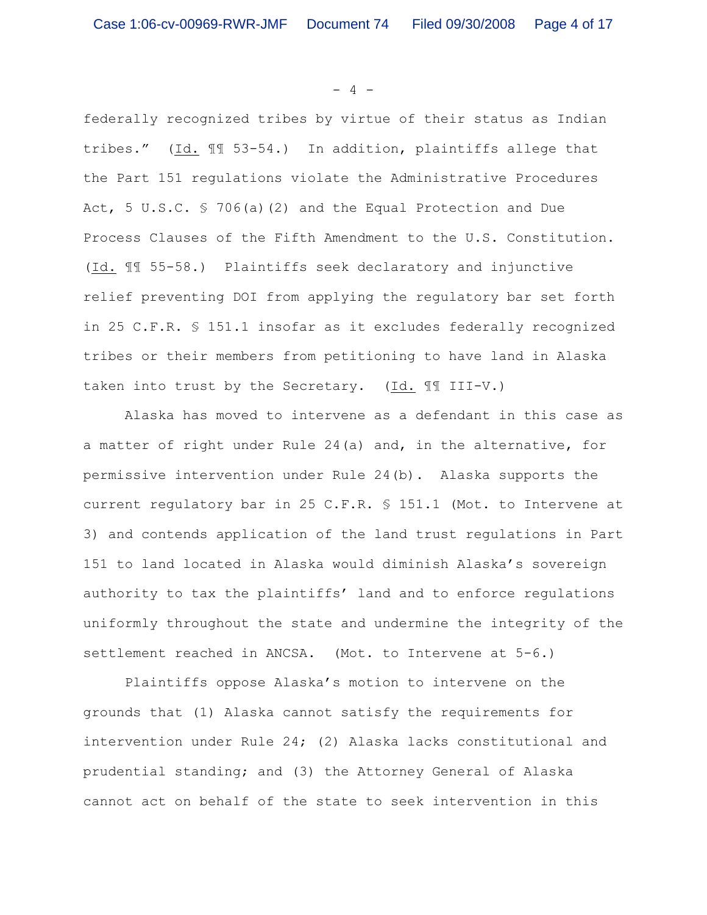federally recognized tribes by virtue of their status as Indian tribes." (Id. ¶¶ 53-54.) In addition, plaintiffs allege that the Part 151 regulations violate the Administrative Procedures Act, 5 U.S.C. § 706(a)(2) and the Equal Protection and Due Process Clauses of the Fifth Amendment to the U.S. Constitution. (Id. ¶¶ 55-58.) Plaintiffs seek declaratory and injunctive relief preventing DOI from applying the regulatory bar set forth in 25 C.F.R. § 151.1 insofar as it excludes federally recognized tribes or their members from petitioning to have land in Alaska taken into trust by the Secretary. (Id. ¶¶ III-V.)

Alaska has moved to intervene as a defendant in this case as a matter of right under Rule 24(a) and, in the alternative, for permissive intervention under Rule 24(b). Alaska supports the current regulatory bar in 25 C.F.R. § 151.1 (Mot. to Intervene at 3) and contends application of the land trust regulations in Part 151 to land located in Alaska would diminish Alaska's sovereign authority to tax the plaintiffs' land and to enforce regulations uniformly throughout the state and undermine the integrity of the settlement reached in ANCSA. (Mot. to Intervene at 5-6.)

Plaintiffs oppose Alaska's motion to intervene on the grounds that (1) Alaska cannot satisfy the requirements for intervention under Rule 24; (2) Alaska lacks constitutional and prudential standing; and (3) the Attorney General of Alaska cannot act on behalf of the state to seek intervention in this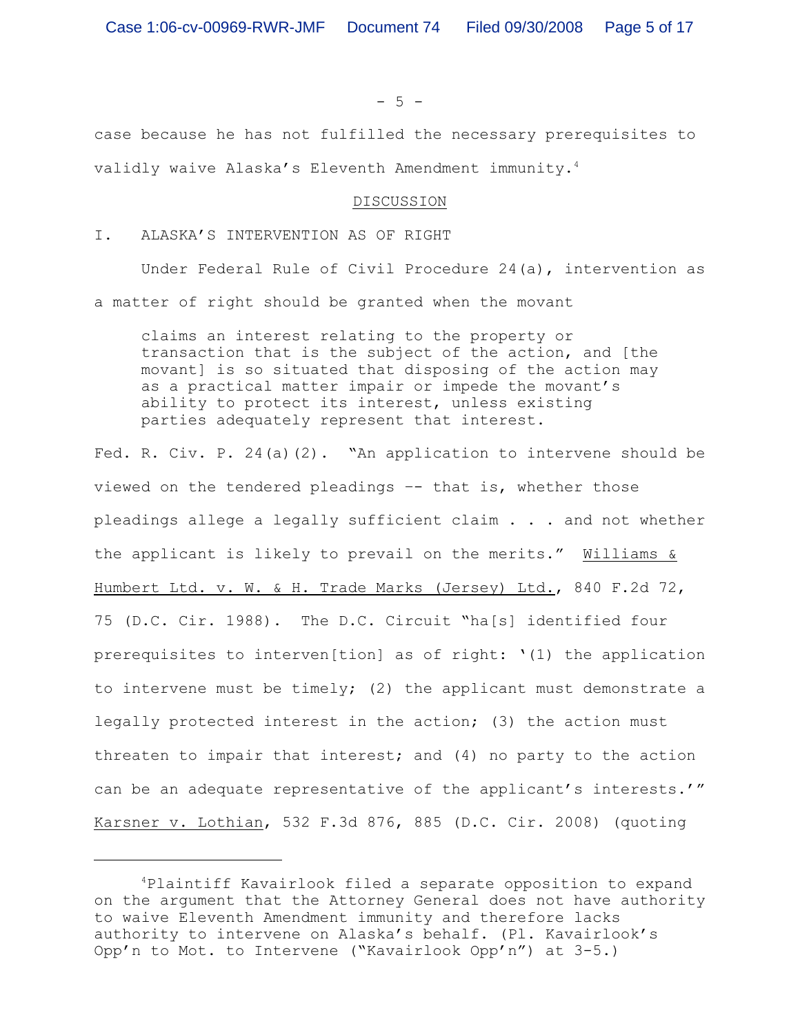case because he has not fulfilled the necessary prerequisites to validly waive Alaska's Eleventh Amendment immunity.[4]

## DISCUSSION

### I. ALASKA'S INTERVENTION AS OF RIGHT

Under Federal Rule of Civil Procedure 24(a), intervention as a matter of right should be granted when the movant

> claims an interest relating to the property or transaction that is the subject of the action, and [the movant] is so situated that disposing of the action may as a practical matter impair or impede the movant's ability to protect its interest, unless existing parties adequately represent that interest.

Fed. R. Civ. P. 24(a)(2). "An application to intervene should be viewed on the tendered pleadings -- that is, whether those pleadings allege a legally sufficient claim . . . and not whether the applicant is likely to prevail on the merits." Williams & Humbert Ltd. v. W. & H. Trade Marks (Jersey) Ltd., 840 F.2d 72, 75 (D.C. Cir. 1988). The D.C. Circuit "ha[s] identified four prerequisites to interven[tion] as of right: '(1) the application to intervene must be timely; (2) the applicant must demonstrate a legally protected interest in the action; (3) the action must threaten to impair that interest; and (4) no party to the action can be an adequate representative of the applicant's interests.'" Karsner v. Lothian, 532 F.3d 876, 885 (D.C. Cir. 2008) (quoting

---

[4] Plaintiff Kavairlook filed a separate opposition to expand on the argument that the Attorney General does not have authority to waive Eleventh Amendment immunity and therefore lacks authority to intervene on Alaska's behalf. (Pl. Kavairlook's Opp'n to Mot. to Intervene ("Kavairlook Opp'n") at 3-5.)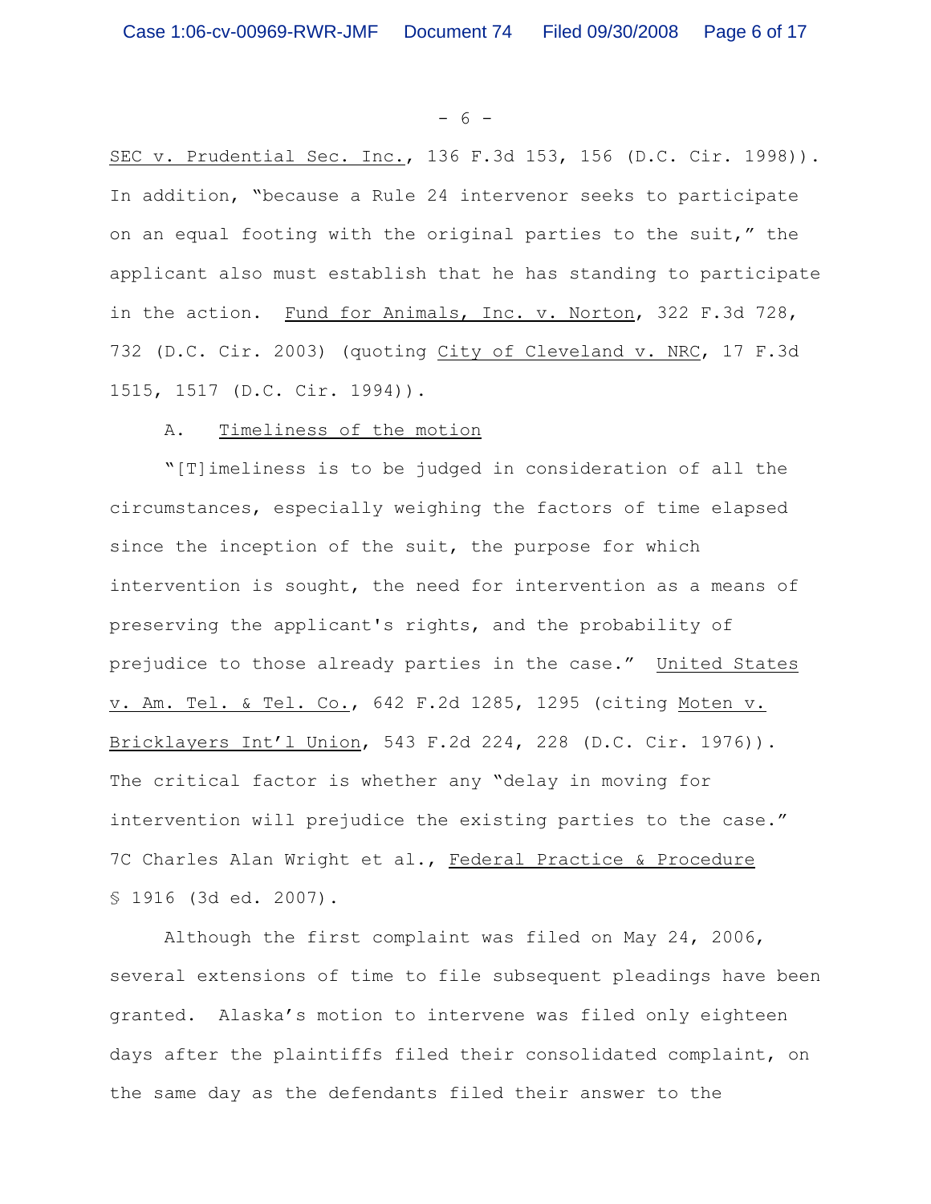SEC v. Prudential Sec. Inc., 136 F.3d 153, 156 (D.C. Cir. 1998)). In addition, "because a Rule 24 intervenor seeks to participate on an equal footing with the original parties to the suit," the applicant also must establish that he has standing to participate in the action. Fund for Animals, Inc. v. Norton, 322 F.3d 728, 732 (D.C. Cir. 2003) (quoting City of Cleveland v. NRC, 17 F.3d 1515, 1517 (D.C. Cir. 1994)).

A. Timeliness of the motion

"[T]imeliness is to be judged in consideration of all the circumstances, especially weighing the factors of time elapsed since the inception of the suit, the purpose for which intervention is sought, the need for intervention as a means of preserving the applicant's rights, and the probability of prejudice to those already parties in the case." United States v. Am. Tel. & Tel. Co., 642 F.2d 1285, 1295 (citing Moten v. Bricklayers Int'l Union, 543 F.2d 224, 228 (D.C. Cir. 1976)). The critical factor is whether any "delay in moving for intervention will prejudice the existing parties to the case." 7C Charles Alan Wright et al., Federal Practice & Procedure § 1916 (3d ed. 2007).

Although the first complaint was filed on May 24, 2006, several extensions of time to file subsequent pleadings have been granted. Alaska's motion to intervene was filed only eighteen days after the plaintiffs filed their consolidated complaint, on the same day as the defendants filed their answer to the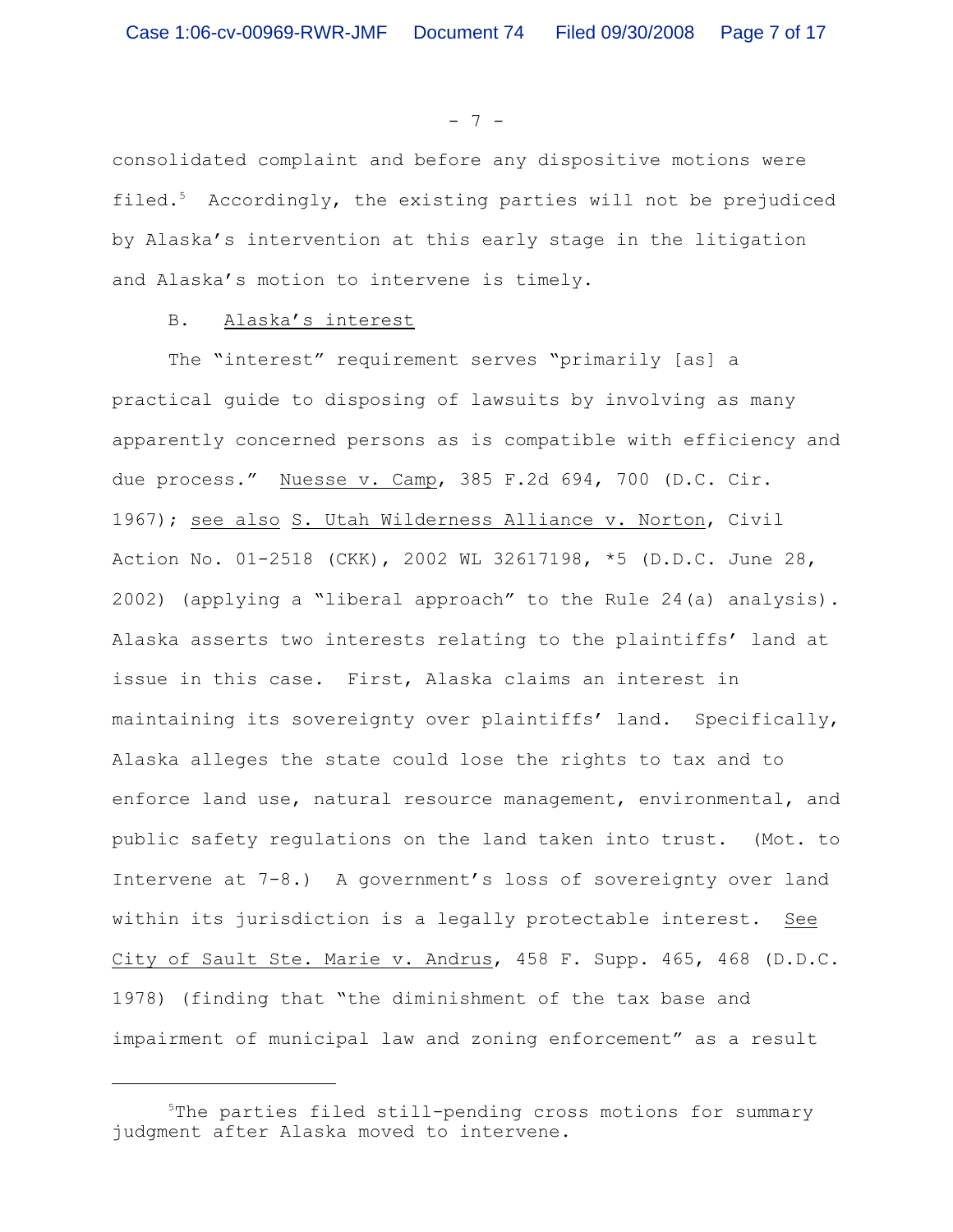consolidated complaint and before any dispositive motions were filed.[5] Accordingly, the existing parties will not be prejudiced by Alaska's intervention at this early stage in the litigation and Alaska's motion to intervene is timely.

B. Alaska's interest

The "interest" requirement serves "primarily [as] a practical guide to disposing of lawsuits by involving as many apparently concerned persons as is compatible with efficiency and due process." Nuesse v. Camp, 385 F.2d 694, 700 (D.C. Cir. 1967); see also S. Utah Wilderness Alliance v. Norton, Civil Action No. 01-2518 (CKK), 2002 WL 32617198, *5 (D.D.C. June 28, 2002) (applying a "liberal approach" to the Rule 24(a) analysis). Alaska asserts two interests relating to the plaintiffs' land at issue in this case. First, Alaska claims an interest in maintaining its sovereignty over plaintiffs' land. Specifically, Alaska alleges the state could lose the rights to tax and to enforce land use, natural resource management, environmental, and public safety regulations on the land taken into trust. (Mot. to Intervene at 7-8.) A government's loss of sovereignty over land within its jurisdiction is a legally protectable interest. See City of Sault Ste. Marie v. Andrus, 458 F. Supp. 465, 468 (D.D.C. 1978) (finding that "the diminishment of the tax base and impairment of municipal law and zoning enforcement" as a result

---

[5] The parties filed still-pending cross motions for summary judgment after Alaska moved to intervene.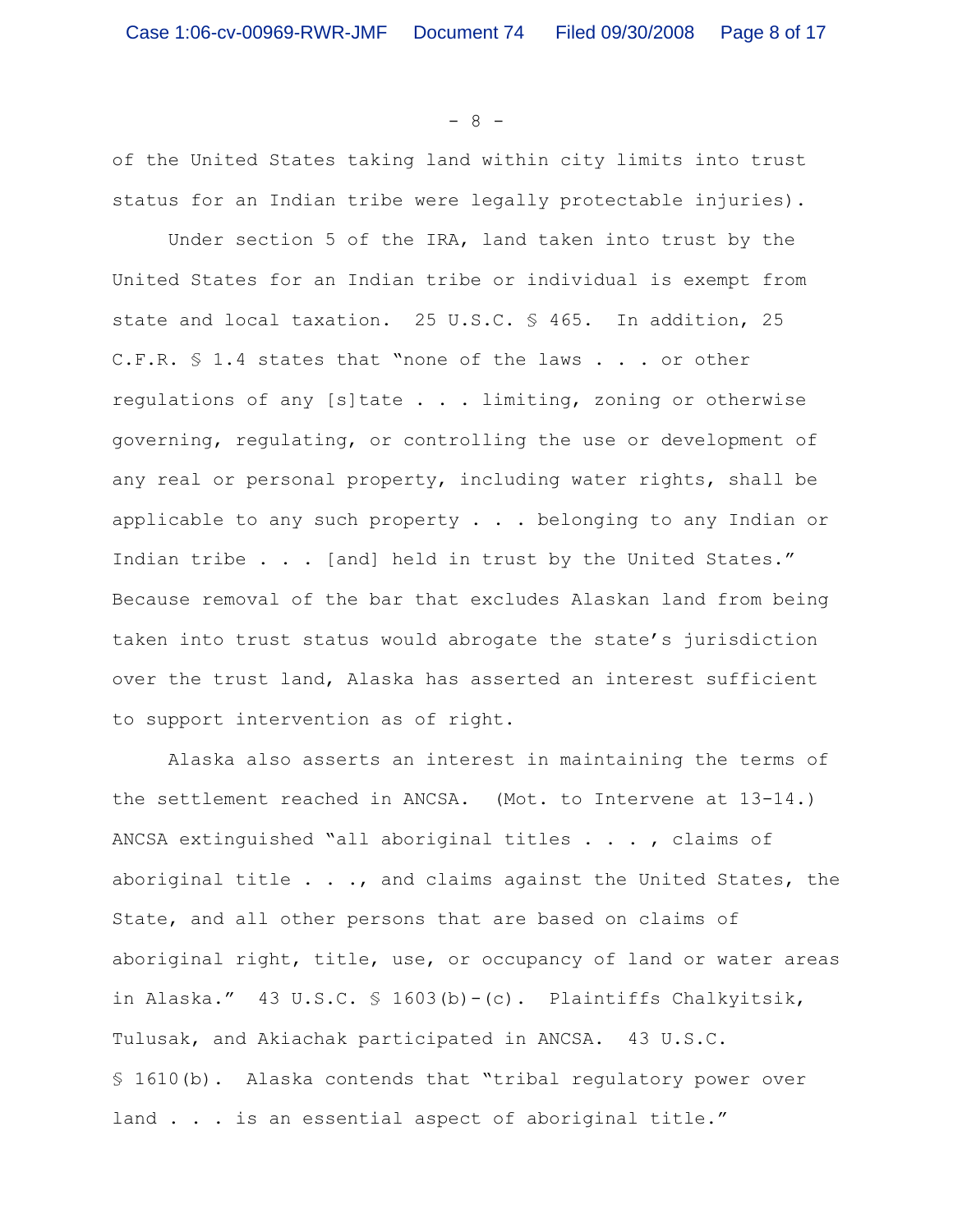of the United States taking land within city limits into trust status for an Indian tribe were legally protectable injuries).

Under section 5 of the IRA, land taken into trust by the United States for an Indian tribe or individual is exempt from state and local taxation. 25 U.S.C. § 465. In addition, 25 C.F.R. § 1.4 states that "none of the laws . . . or other regulations of any [s]tate . . . limiting, zoning or otherwise governing, regulating, or controlling the use or development of any real or personal property, including water rights, shall be applicable to any such property . . . belonging to any Indian or Indian tribe . . . [and] held in trust by the United States." Because removal of the bar that excludes Alaskan land from being taken into trust status would abrogate the state's jurisdiction over the trust land, Alaska has asserted an interest sufficient to support intervention as of right.

Alaska also asserts an interest in maintaining the terms of the settlement reached in ANCSA. (Mot. to Intervene at 13-14.) ANCSA extinguished "all aboriginal titles . . . , claims of aboriginal title . . ., and claims against the United States, the State, and all other persons that are based on claims of aboriginal right, title, use, or occupancy of land or water areas in Alaska." 43 U.S.C. § 1603(b)-(c). Plaintiffs Chalkyitsik, Tulusak, and Akiachak participated in ANCSA. 43 U.S.C. § 1610(b). Alaska contends that "tribal regulatory power over land . . . is an essential aspect of aboriginal title."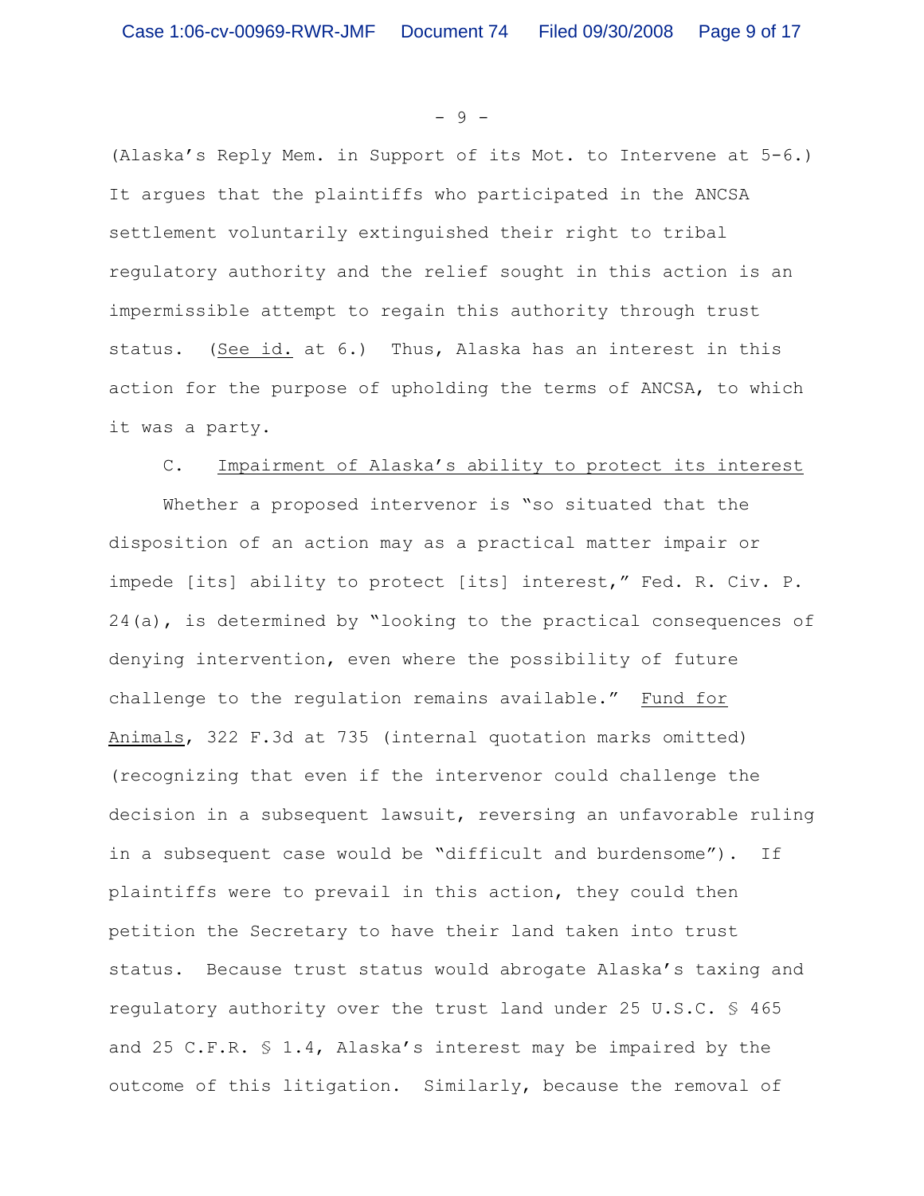(Alaska's Reply Mem. in Support of its Mot. to Intervene at 5-6.) It argues that the plaintiffs who participated in the ANCSA settlement voluntarily extinguished their right to tribal regulatory authority and the relief sought in this action is an impermissible attempt to regain this authority through trust status. (See id. at 6.) Thus, Alaska has an interest in this action for the purpose of upholding the terms of ANCSA, to which it was a party.

C. Impairment of Alaska's ability to protect its interest

Whether a proposed intervenor is "so situated that the disposition of an action may as a practical matter impair or impede [its] ability to protect [its] interest," Fed. R. Civ. P. 24(a), is determined by "looking to the practical consequences of denying intervention, even where the possibility of future challenge to the regulation remains available." Fund for Animals, 322 F.3d at 735 (internal quotation marks omitted) (recognizing that even if the intervenor could challenge the decision in a subsequent lawsuit, reversing an unfavorable ruling in a subsequent case would be "difficult and burdensome"). If plaintiffs were to prevail in this action, they could then petition the Secretary to have their land taken into trust status. Because trust status would abrogate Alaska's taxing and regulatory authority over the trust land under 25 U.S.C. § 465 and 25 C.F.R. § 1.4, Alaska's interest may be impaired by the outcome of this litigation. Similarly, because the removal of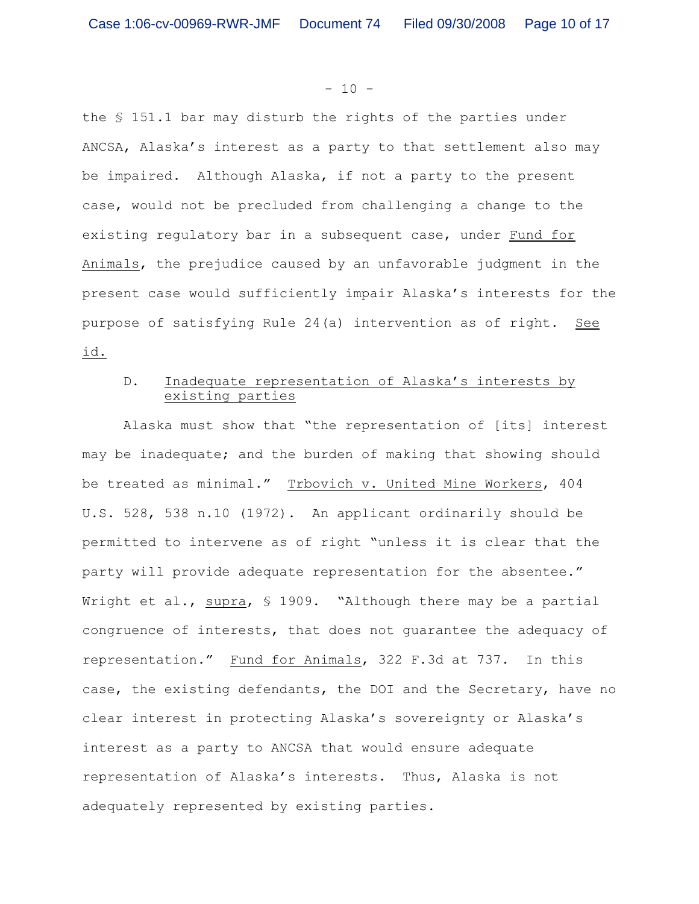the § 151.1 bar may disturb the rights of the parties under ANCSA, Alaska's interest as a party to that settlement also may be impaired. Although Alaska, if not a party to the present case, would not be precluded from challenging a change to the existing regulatory bar in a subsequent case, under Fund for Animals, the prejudice caused by an unfavorable judgment in the present case would sufficiently impair Alaska's interests for the purpose of satisfying Rule 24(a) intervention as of right. See id.

D. Inadequate representation of Alaska's interests by existing parties

Alaska must show that "the representation of [its] interest may be inadequate; and the burden of making that showing should be treated as minimal." Trbovich v. United Mine Workers, 404 U.S. 528, 538 n.10 (1972). An applicant ordinarily should be permitted to intervene as of right "unless it is clear that the party will provide adequate representation for the absentee." Wright et al., supra, § 1909. "Although there may be a partial congruence of interests, that does not guarantee the adequacy of representation." Fund for Animals, 322 F.3d at 737. In this case, the existing defendants, the DOI and the Secretary, have no clear interest in protecting Alaska's sovereignty or Alaska's interest as a party to ANCSA that would ensure adequate representation of Alaska's interests. Thus, Alaska is not adequately represented by existing parties.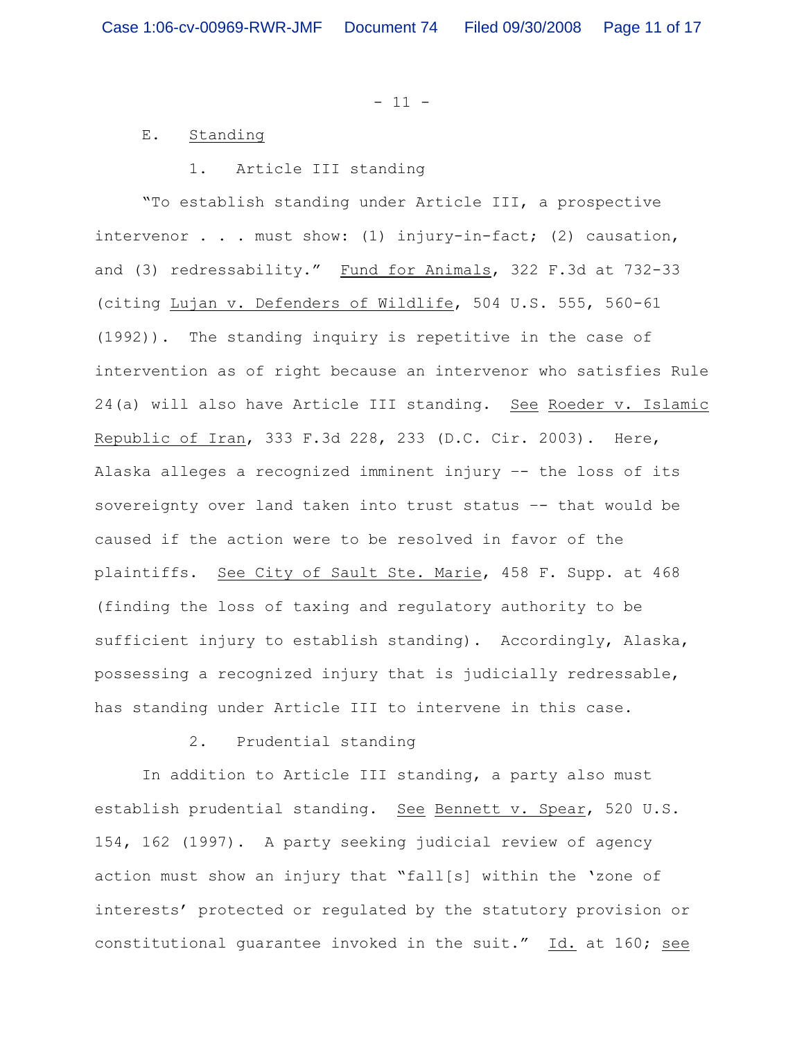E. Standing

1. Article III standing

"To establish standing under Article III, a prospective intervenor . . . must show: (1) injury-in-fact; (2) causation, and (3) redressability." Fund for Animals, 322 F.3d at 732-33 (citing Lujan v. Defenders of Wildlife, 504 U.S. 555, 560-61 (1992)). The standing inquiry is repetitive in the case of intervention as of right because an intervenor who satisfies Rule 24(a) will also have Article III standing. See Roeder v. Islamic Republic of Iran, 333 F.3d 228, 233 (D.C. Cir. 2003). Here, Alaska alleges a recognized imminent injury -- the loss of its sovereignty over land taken into trust status -- that would be caused if the action were to be resolved in favor of the plaintiffs. See City of Sault Ste. Marie, 458 F. Supp. at 468 (finding the loss of taxing and regulatory authority to be sufficient injury to establish standing). Accordingly, Alaska, possessing a recognized injury that is judicially redressable, has standing under Article III to intervene in this case.

2. Prudential standing

In addition to Article III standing, a party also must establish prudential standing. See Bennett v. Spear, 520 U.S. 154, 162 (1997). A party seeking judicial review of agency action must show an injury that "fall[s] within the 'zone of interests' protected or regulated by the statutory provision or constitutional guarantee invoked in the suit." Id. at 160; see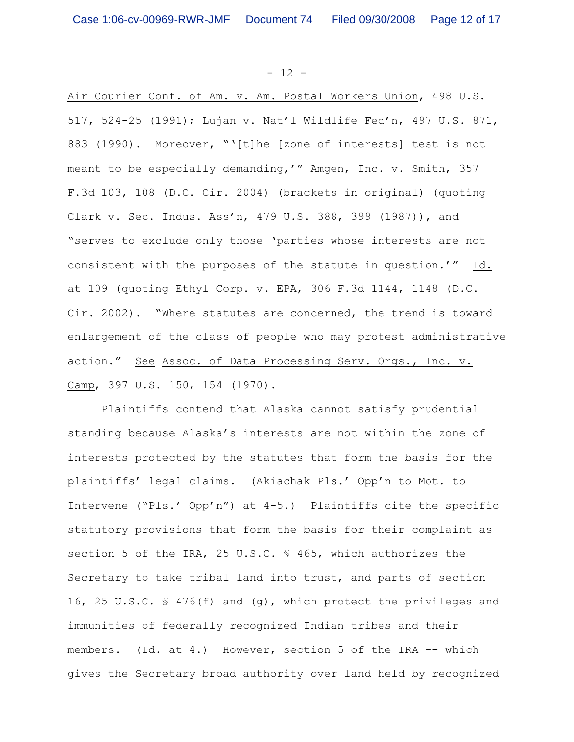Air Courier Conf. of Am. v. Am. Postal Workers Union, 498 U.S. 517, 524-25 (1991); Lujan v. Nat'l Wildlife Fed'n, 497 U.S. 871, 883 (1990). Moreover, "'[t]he [zone of interests] test is not meant to be especially demanding,'" Amgen, Inc. v. Smith, 357 F.3d 103, 108 (D.C. Cir. 2004) (brackets in original) (quoting Clark v. Sec. Indus. Ass'n, 479 U.S. 388, 399 (1987)), and "serves to exclude only those 'parties whose interests are not consistent with the purposes of the statute in question.'" Id. at 109 (quoting Ethyl Corp. v. EPA, 306 F.3d 1144, 1148 (D.C. Cir. 2002). "Where statutes are concerned, the trend is toward enlargement of the class of people who may protest administrative action." See Assoc. of Data Processing Serv. Orgs., Inc. v. Camp, 397 U.S. 150, 154 (1970).

Plaintiffs contend that Alaska cannot satisfy prudential standing because Alaska's interests are not within the zone of interests protected by the statutes that form the basis for the plaintiffs' legal claims. (Akiachak Pls.' Opp'n to Mot. to Intervene ("Pls.' Opp'n") at 4-5.) Plaintiffs cite the specific statutory provisions that form the basis for their complaint as section 5 of the IRA, 25 U.S.C. § 465, which authorizes the Secretary to take tribal land into trust, and parts of section 16, 25 U.S.C. § 476(f) and (g), which protect the privileges and immunities of federally recognized Indian tribes and their members. (Id. at 4.) However, section 5 of the IRA -- which gives the Secretary broad authority over land held by recognized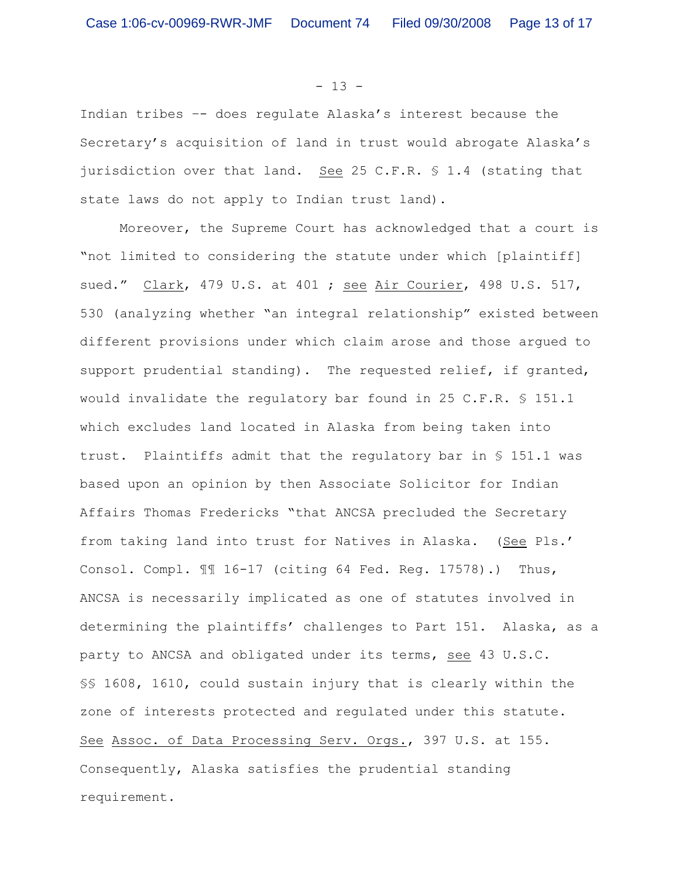Indian tribes -- does regulate Alaska's interest because the Secretary's acquisition of land in trust would abrogate Alaska's jurisdiction over that land. See 25 C.F.R. § 1.4 (stating that state laws do not apply to Indian trust land).

Moreover, the Supreme Court has acknowledged that a court is "not limited to considering the statute under which [plaintiff] sued." Clark, 479 U.S. at 401 ; see Air Courier, 498 U.S. 517, 530 (analyzing whether "an integral relationship" existed between different provisions under which claim arose and those argued to support prudential standing). The requested relief, if granted, would invalidate the regulatory bar found in 25 C.F.R. § 151.1 which excludes land located in Alaska from being taken into trust. Plaintiffs admit that the regulatory bar in § 151.1 was based upon an opinion by then Associate Solicitor for Indian Affairs Thomas Fredericks "that ANCSA precluded the Secretary from taking land into trust for Natives in Alaska. (See Pls.' Consol. Compl. ¶¶ 16-17 (citing 64 Fed. Reg. 17578).) Thus, ANCSA is necessarily implicated as one of statutes involved in determining the plaintiffs' challenges to Part 151. Alaska, as a party to ANCSA and obligated under its terms, see 43 U.S.C. §§ 1608, 1610, could sustain injury that is clearly within the zone of interests protected and regulated under this statute. See Assoc. of Data Processing Serv. Orgs., 397 U.S. at 155. Consequently, Alaska satisfies the prudential standing requirement.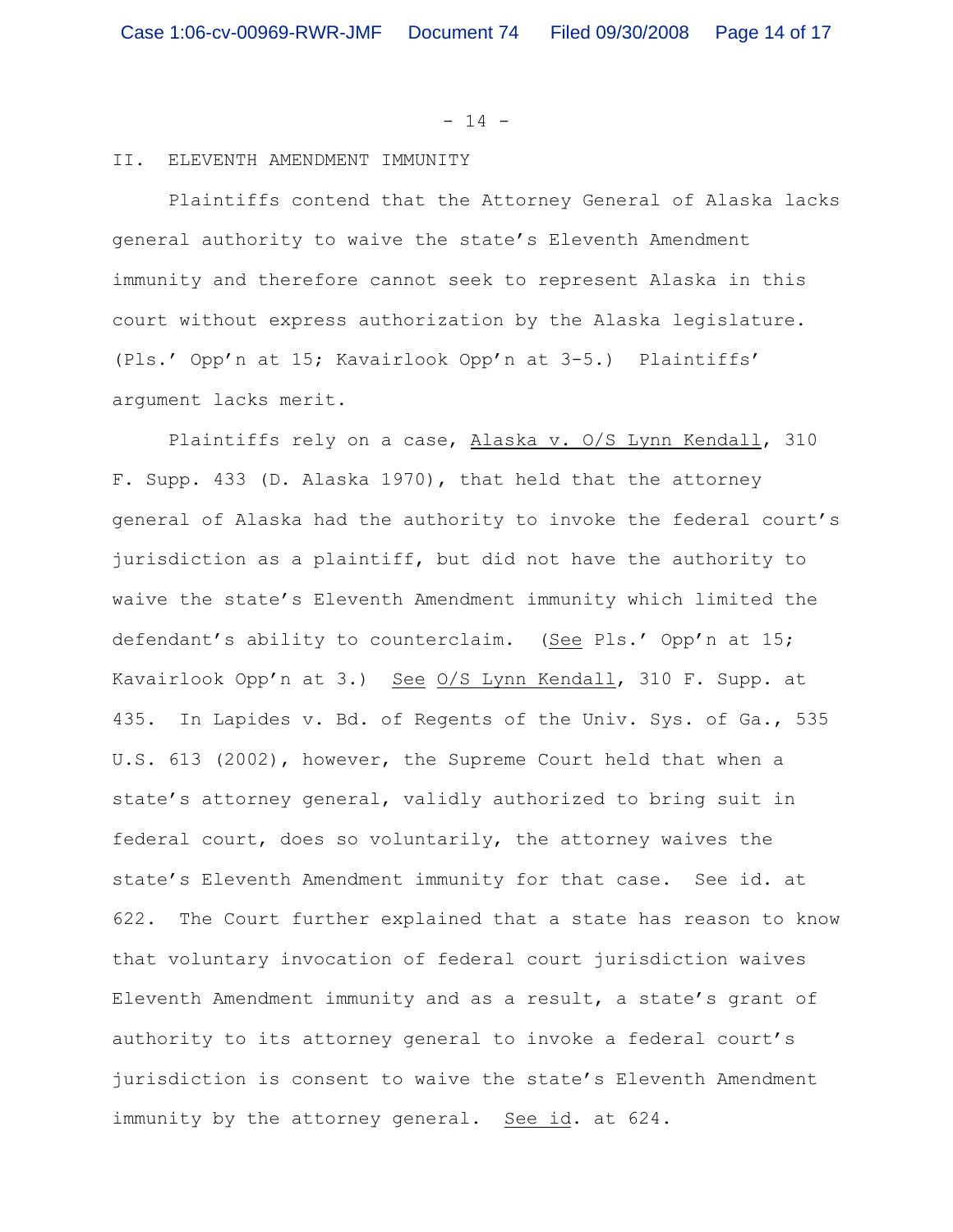## II. ELEVENTH AMENDMENT IMMUNITY

Plaintiffs contend that the Attorney General of Alaska lacks general authority to waive the state's Eleventh Amendment immunity and therefore cannot seek to represent Alaska in this court without express authorization by the Alaska legislature. (Pls.' Opp'n at 15; Kavairlook Opp'n at 3-5.) Plaintiffs' argument lacks merit.

Plaintiffs rely on a case, Alaska v. O/S Lynn Kendall, 310 F. Supp. 433 (D. Alaska 1970), that held that the attorney general of Alaska had the authority to invoke the federal court's jurisdiction as a plaintiff, but did not have the authority to waive the state's Eleventh Amendment immunity which limited the defendant's ability to counterclaim. (See Pls.' Opp'n at 15; Kavairlook Opp'n at 3.) See O/S Lynn Kendall, 310 F. Supp. at 435. In Lapides v. Bd. of Regents of the Univ. Sys. of Ga., 535 U.S. 613 (2002), however, the Supreme Court held that when a state's attorney general, validly authorized to bring suit in federal court, does so voluntarily, the attorney waives the state's Eleventh Amendment immunity for that case. See id. at 622. The Court further explained that a state has reason to know that voluntary invocation of federal court jurisdiction waives Eleventh Amendment immunity and as a result, a state's grant of authority to its attorney general to invoke a federal court's jurisdiction is consent to waive the state's Eleventh Amendment immunity by the attorney general. See id. at 624.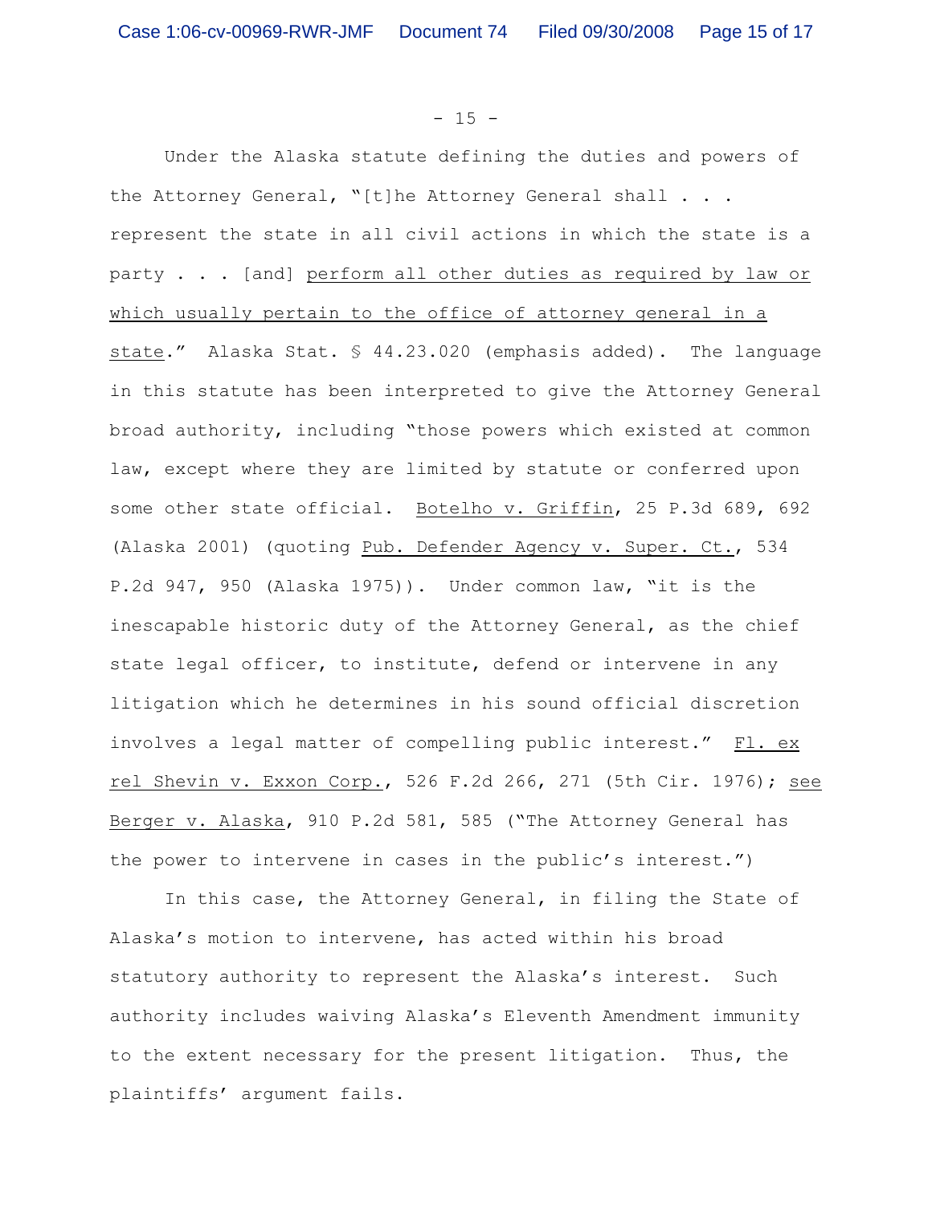Under the Alaska statute defining the duties and powers of the Attorney General, "[t]he Attorney General shall . . . represent the state in all civil actions in which the state is a party . . . [and] <u>perform all other duties as required by law or which usually pertain to the office of attorney general in a state</u>." Alaska Stat. § 44.23.020 (emphasis added). The language in this statute has been interpreted to give the Attorney General broad authority, including "those powers which existed at common law, except where they are limited by statute or conferred upon some other state official. <u>Botelho v. Griffin</u>, 25 P.3d 689, 692 (Alaska 2001) (quoting <u>Pub. Defender Agency v. Super. Ct.</u>, 534 P.2d 947, 950 (Alaska 1975)). Under common law, "it is the inescapable historic duty of the Attorney General, as the chief state legal officer, to institute, defend or intervene in any litigation which he determines in his sound official discretion involves a legal matter of compelling public interest." <u>Fl. ex rel Shevin v. Exxon Corp.</u>, 526 F.2d 266, 271 (5th Cir. 1976); <u>see</u> <u>Berger v. Alaska</u>, 910 P.2d 581, 585 ("The Attorney General has the power to intervene in cases in the public's interest.")

In this case, the Attorney General, in filing the State of Alaska's motion to intervene, has acted within his broad statutory authority to represent the Alaska's interest. Such authority includes waiving Alaska's Eleventh Amendment immunity to the extent necessary for the present litigation. Thus, the plaintiffs' argument fails.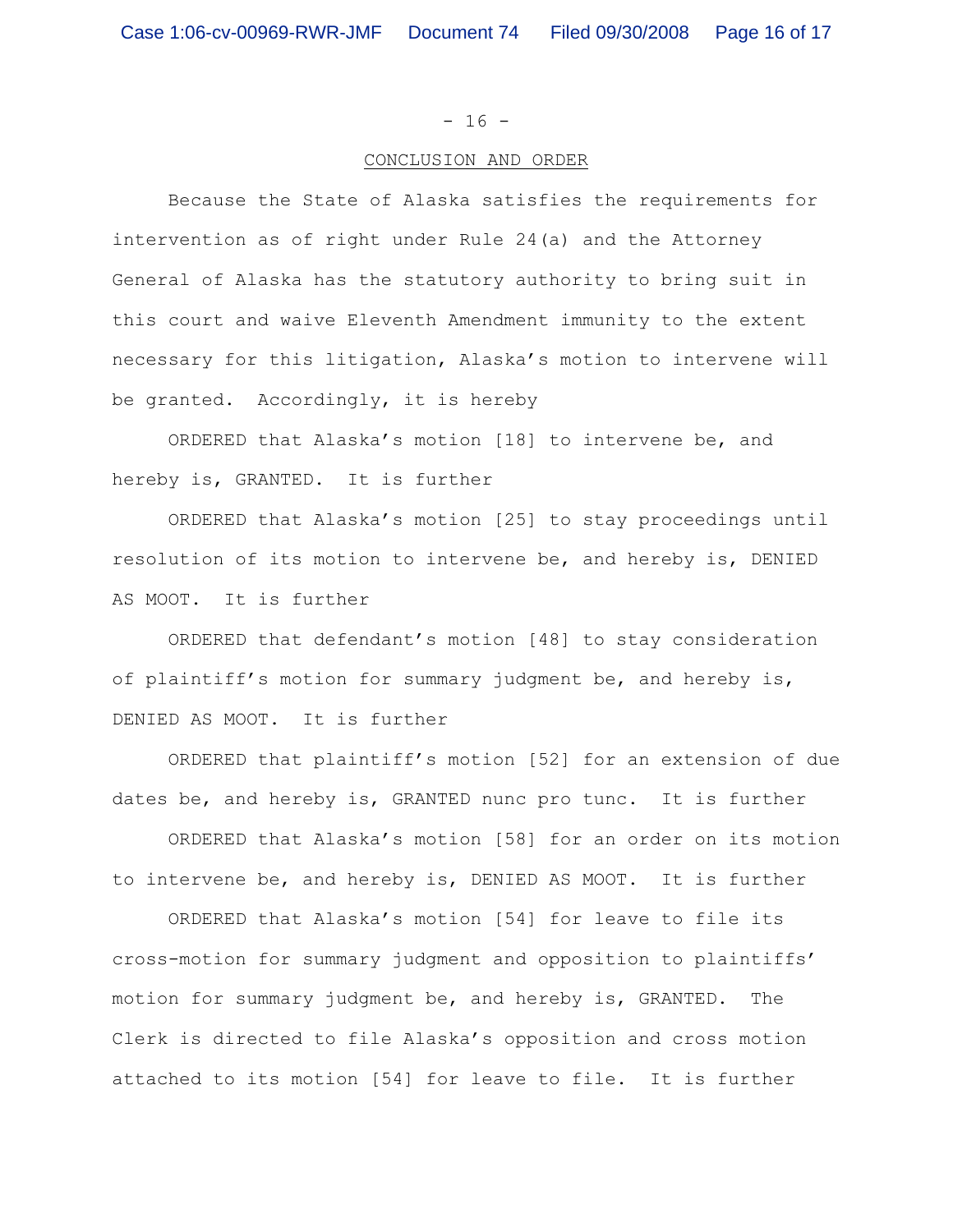## CONCLUSION AND ORDER

Because the State of Alaska satisfies the requirements for intervention as of right under Rule 24(a) and the Attorney General of Alaska has the statutory authority to bring suit in this court and waive Eleventh Amendment immunity to the extent necessary for this litigation, Alaska's motion to intervene will be granted. Accordingly, it is hereby

ORDERED that Alaska's motion [18] to intervene be, and hereby is, GRANTED. It is further

ORDERED that Alaska's motion [25] to stay proceedings until resolution of its motion to intervene be, and hereby is, DENIED AS MOOT. It is further

ORDERED that defendant's motion [48] to stay consideration of plaintiff's motion for summary judgment be, and hereby is, DENIED AS MOOT. It is further

ORDERED that plaintiff's motion [52] for an extension of due dates be, and hereby is, GRANTED nunc pro tunc. It is further

ORDERED that Alaska's motion [58] for an order on its motion to intervene be, and hereby is, DENIED AS MOOT. It is further

ORDERED that Alaska's motion [54] for leave to file its cross-motion for summary judgment and opposition to plaintiffs' motion for summary judgment be, and hereby is, GRANTED. The Clerk is directed to file Alaska's opposition and cross motion attached to its motion [54] for leave to file. It is further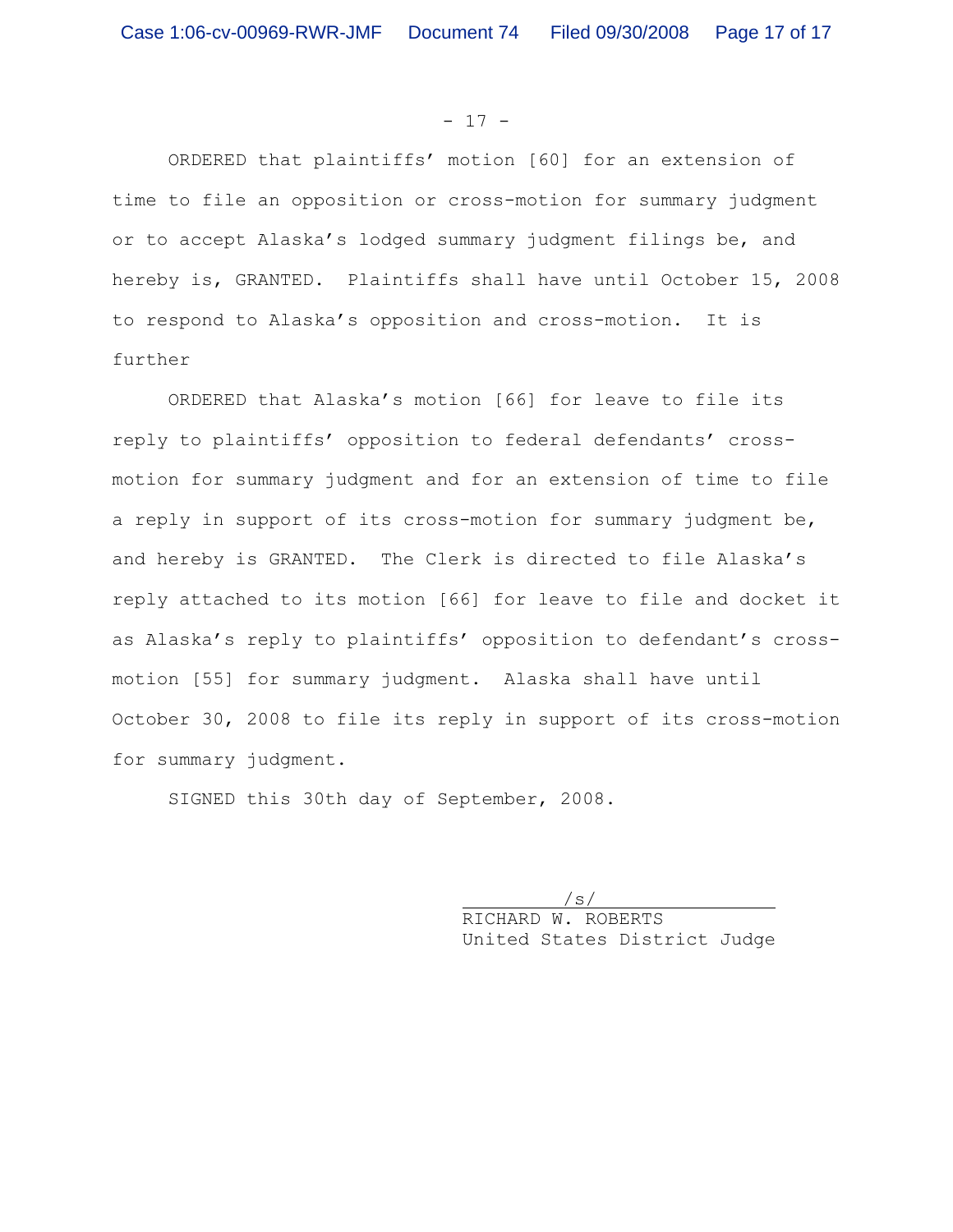ORDERED that plaintiffs' motion [60] for an extension of time to file an opposition or cross-motion for summary judgment or to accept Alaska's lodged summary judgment filings be, and hereby is, GRANTED. Plaintiffs shall have until October 15, 2008 to respond to Alaska's opposition and cross-motion. It is further

ORDERED that Alaska's motion [66] for leave to file its reply to plaintiffs' opposition to federal defendants' cross-motion for summary judgment and for an extension of time to file a reply in support of its cross-motion for summary judgment be, and hereby is GRANTED. The Clerk is directed to file Alaska's reply attached to its motion [66] for leave to file and docket it as Alaska's reply to plaintiffs' opposition to defendant's cross-motion [55] for summary judgment. Alaska shall have until October 30, 2008 to file its reply in support of its cross-motion for summary judgment.

SIGNED this 30th day of September, 2008.

/s/
RICHARD W. ROBERTS
United States District Judge